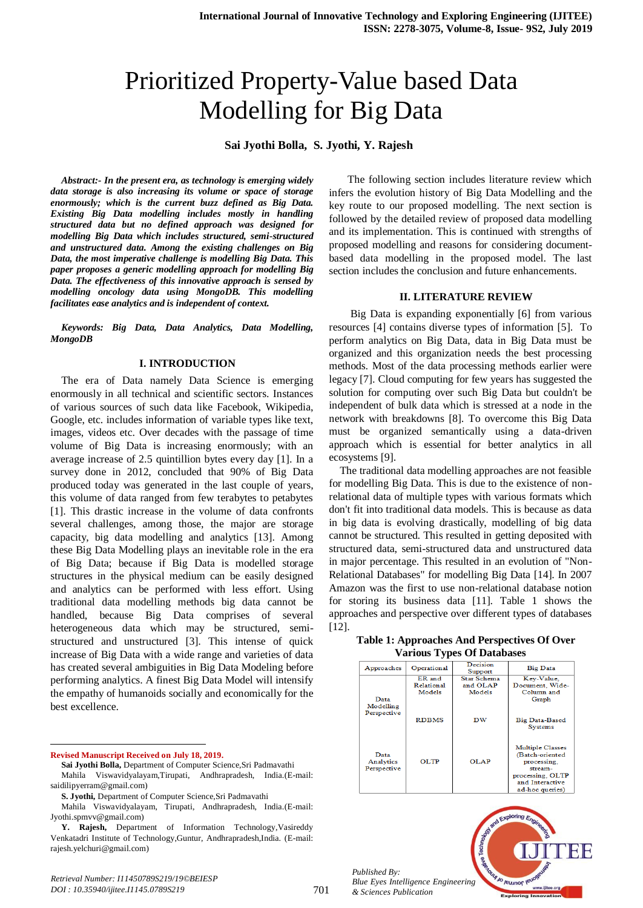# Prioritized Property-Value based Data Modelling for Big Data

**Sai Jyothi Bolla, S. Jyothi, Y. Rajesh**

***Abstract:- In the present era, as technology is emerging widely data storage is also increasing its volume or space of storage enormously; which is the current buzz defined as Big Data. Existing Big Data modelling includes mostly in handling structured data but no defined approach was designed for modelling Big Data which includes structured, semi-structured and unstructured data. Among the existing challenges on Big Data, the most imperative challenge is modelling Big Data. This paper proposes a generic modelling approach for modelling Big Data. The effectiveness of this innovative approach is sensed by modelling oncology data using MongoDB. This modelling facilitates ease analytics and is independent of context.***

***Keywords: Big Data, Data Analytics, Data Modelling, MongoDB***

## I. INTRODUCTION

The era of Data namely Data Science is emerging enormously in all technical and scientific sectors. Instances of various sources of such data like Facebook, Wikipedia, Google, etc. includes information of variable types like text, images, videos etc. Over decades with the passage of time volume of Big Data is increasing enormously; with an average increase of 2.5 quintillion bytes every day [1]. In a survey done in 2012, concluded that 90% of Big Data produced today was generated in the last couple of years, this volume of data ranged from few terabytes to petabytes [1]. This drastic increase in the volume of data confronts several challenges, among those, the major are storage capacity, big data modelling and analytics [13]. Among these Big Data Modelling plays an inevitable role in the era of Big Data; because if Big Data is modelled storage structures in the physical medium can be easily designed and analytics can be performed with less effort. Using traditional data modelling methods big data cannot be handled, because Big Data comprises of several heterogeneous data which may be structured, semi-structured and unstructured [3]. This intense of quick increase of Big Data with a wide range and varieties of data has created several ambiguities in Big Data Modeling before performing analytics. A finest Big Data Model will intensify the empathy of humanoids socially and economically for the best excellence.

The following section includes literature review which infers the evolution history of Big Data Modelling and the key route to our proposed modelling. The next section is followed by the detailed review of proposed data modelling and its implementation. This is continued with strengths of proposed modelling and reasons for considering document-based data modelling in the proposed model. The last section includes the conclusion and future enhancements.

## II. LITERATURE REVIEW

Big Data is expanding exponentially [6] from various resources [4] contains diverse types of information [5]. To perform analytics on Big Data, data in Big Data must be organized and this organization needs the best processing methods. Most of the data processing methods earlier were legacy [7]. Cloud computing for few years has suggested the solution for computing over such Big Data but couldn't be independent of bulk data which is stressed at a node in the network with breakdowns [8]. To overcome this Big Data must be organized semantically using a data-driven approach which is essential for better analytics in all ecosystems [9].

The traditional data modelling approaches are not feasible for modelling Big Data. This is due to the existence of non-relational data of multiple types with various formats which don't fit into traditional data models. This is because as data in big data is evolving drastically, modelling of big data cannot be structured. This resulted in getting deposited with structured data, semi-structured data and unstructured data in major percentage. This resulted in an evolution of "Non-Relational Databases" for modelling Big Data [14]. In 2007 Amazon was the first to use non-relational database notion for storing its business data [11]. Table 1 shows the approaches and perspective over different types of databases [12].

**Table 1: Approaches And Perspectives Of Over Various Types Of Databases**

| Approaches | Operational | Decision Support | Big Data |
|---|---|---|---|
| Data Modelling Perspective | ER and Relational Models | Star Schema and OLAP Models | Key-Value, Document, Wide-Column and Graph |
| | RDBMS | DW | Big Data-Based Systems |
| Data Analytics Perspective | OLTP | OLAP | Multiple Classes (Batch-oriented processing, stream-processing, OLTP and Interactive ad-hoc queries) |

---

**Revised Manuscript Received on July 18, 2019.**

**Sai Jyothi Bolla,** Department of Computer Science,Sri Padmavathi Mahila Viswavidyalayam,Tirupati, Andhrapradesh, India.(E-mail: saidilipyerram@gmail.com)

**S. Jyothi,** Department of Computer Science,Sri Padmavathi Mahila Viswavidyalayam, Tirupati, Andhrapradesh, India.(E-mail: Jyothi.spmvv@gmail.com)

**Y. Rajesh,** Department of Information Technology,Vasireddy Venkatadri Institute of Technology,Guntur, Andhrapradesh,India. (E-mail: rajesh.yelchuri@gmail.com)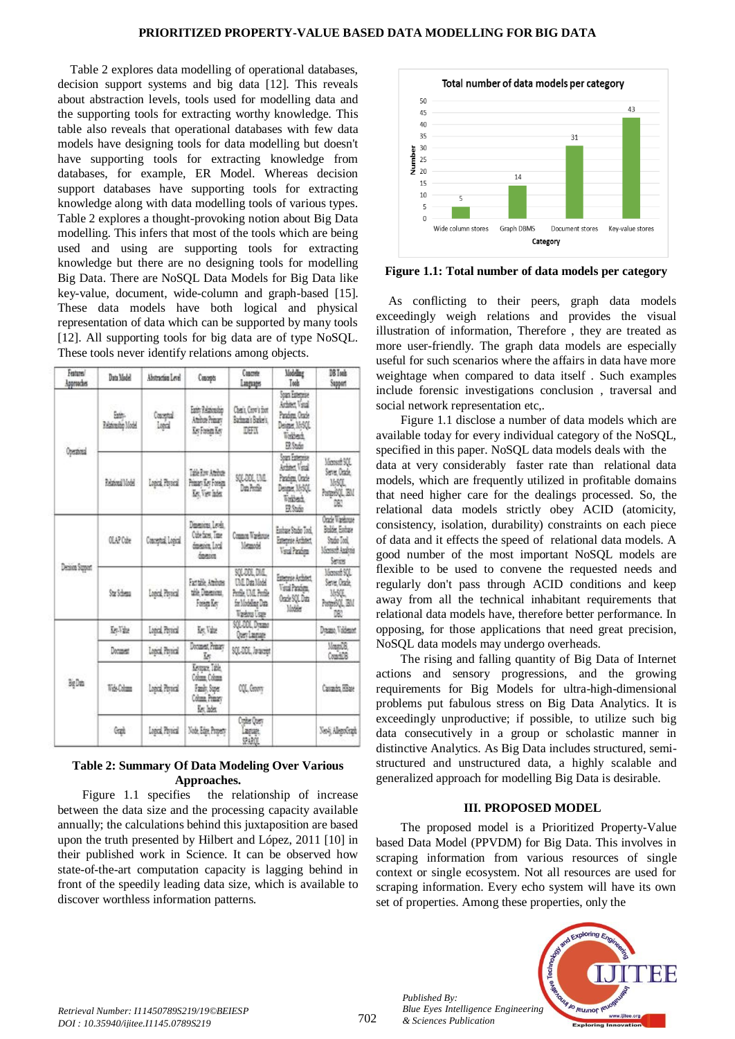Table 2 explores data modelling of operational databases, decision support systems and big data [12]. This reveals about abstraction levels, tools used for modelling data and the supporting tools for extracting worthy knowledge. This table also reveals that operational databases with few data models have designing tools for data modelling but doesn't have supporting tools for extracting knowledge from databases, for example, ER Model. Whereas decision support databases have supporting tools for extracting knowledge along with data modelling tools of various types. Table 2 explores a thought-provoking notion about Big Data modelling. This infers that most of the tools which are being used and using are supporting tools for extracting knowledge but there are no designing tools for modelling Big Data. There are NoSQL Data Models for Big Data like key-value, document, wide-column and graph-based [15]. These data models have both logical and physical representation of data which can be supported by many tools [12]. All supporting tools for big data are of type NoSQL. These tools never identify relations among objects.

| Features/ Approaches | Data Model | Abstraction Level | Concepts | Concrete Languages | Modelling Tools | DB Tools Support |
|---|---|---|---|---|---|---|
| Operational | Entity-Relationship Model | Conceptual Logical | Entity Relationship Attribute Primary Key Foreign Key | Chen's, Crow's foot Bachman's Barker's, IDEF1X | Sparx Enterprise Architect, Visual Paradigm, Oracle Designer, MySQL Workbench, ER Studio | |
| | Relational Model | Logical, Physical | Table Row Attribute Primary Key Foreign Key, View Index | SQL-DDL, UML Data Profile | Sparx Enterprise Architect, Visual Paradigm, Oracle Designer, MySQL Workbench, ER Studio | Microsoft SQL Server, Oracle, MySQL, PostgreSQL, IBM DB2 |
| Decision Support | OLAP Cube | Conceptual, Logical | Dimensions, Levels, Cube faces, Time dimension, Local dimension | Common Warehouse Metamodel | Essbase Studio Tool, Enterprise Architect, Visual Paradigm | Oracle Warehouse Builder, Essbase Studio Tool, Microsoft Analysis Services |
| | Star Schema | Logical, Physical | Fact table, Attributes table, Dimensions, Foreign Key | SQL-DDL, DML, UML Data Model Profile, UML Profile for Modeling Data Warehouse Usage | Enterprise Architect, Visual Paradigm, Oracle SQL Data Modeler | Microsoft SQL Server, Oracle, MySQL, PostgreSQL, IBM DB2 |
| Big Data | Key-Value | Logical, Physical | Key, Value | SQL-DDL, Dynamo Query Language | | Dynamo, Voldemort |
| | Document | Logical, Physical | Document, Primary Key | SQL-DDL, Javascript | | MongoDB, CouchDB |
| | Wide-Column | Logical, Physical | Keyspace, Table, Column, Column Family, Super Column, Primary Key, Index | CQL, Groovy | | Cassandra, HBase |
| | Graph | Logical, Physical | Node, Edge, Property | Cypher Query Language, SPARQL | | Neo4j, AllegroGraph |

**Table 2: Summary Of Data Modeling Over Various Approaches.**

Figure 1.1 specifies the relationship of increase between the data size and the processing capacity available annually; the calculations behind this juxtaposition are based upon the truth presented by Hilbert and López, 2011 [10] in their published work in Science. It can be observed how state-of-the-art computation capacity is lagging behind in front of the speedily leading data size, which is available to discover worthless information patterns.

**Total number of data models per category**

| Category | Number |
|---|---|
| Wide column stores | 5 |
| Graph DBMS | 14 |
| Document stores | 31 |
| Key-value stores | 43 |

**Figure 1.1: Total number of data models per category**

As conflicting to their peers, graph data models exceedingly weigh relations and provides the visual illustration of information, Therefore , they are treated as more user-friendly. The graph data models are especially useful for such scenarios where the affairs in data have more weightage when compared to data itself . Such examples include forensic investigations conclusion , traversal and social network representation etc,.

Figure 1.1 disclose a number of data models which are available today for every individual category of the NoSQL, specified in this paper. NoSQL data models deals with the data at very considerably faster rate than relational data models, which are frequently utilized in profitable domains that need higher care for the dealings processed. So, the relational data models strictly obey ACID (atomicity, consistency, isolation, durability) constraints on each piece of data and it effects the speed of relational data models. A good number of the most important NoSQL models are flexible to be used to convene the requested needs and regularly don't pass through ACID conditions and keep away from all the technical inhabitant requirements that relational data models have, therefore better performance. In opposing, for those applications that need great precision, NoSQL data models may undergo overheads.

The rising and falling quantity of Big Data of Internet actions and sensory progressions, and the growing requirements for Big Models for ultra-high-dimensional problems put fabulous stress on Big Data Analytics. It is exceedingly unproductive; if possible, to utilize such big data consecutively in a group or scholastic manner in distinctive Analytics. As Big Data includes structured, semi-structured and unstructured data, a highly scalable and generalized approach for modelling Big Data is desirable.

## III. PROPOSED MODEL

The proposed model is a Prioritized Property-Value based Data Model (PPVDM) for Big Data. This involves in scraping information from various resources of single context or single ecosystem. Not all resources are used for scraping information. Every echo system will have its own set of properties. Among these properties, only the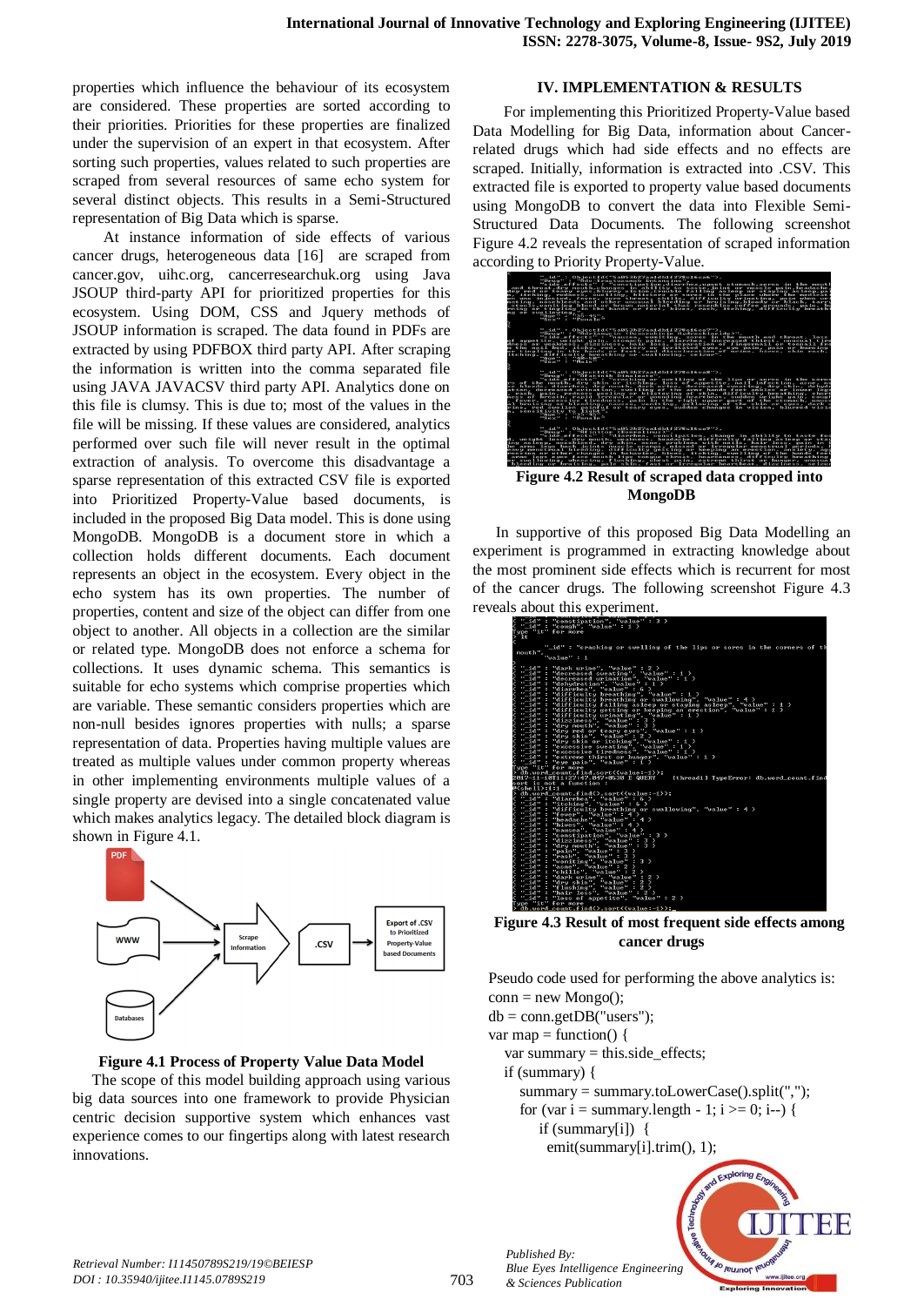properties which influence the behaviour of its ecosystem are considered. These properties are sorted according to their priorities. Priorities for these properties are finalized under the supervision of an expert in that ecosystem. After sorting such properties, values related to such properties are scraped from several resources of same echo system for several distinct objects. This results in a Semi-Structured representation of Big Data which is sparse.

At instance information of side effects of various cancer drugs, heterogeneous data [16] are scraped from cancer.gov, uihc.org, cancerresearchuk.org using Java JSOUP third-party API for prioritized properties for this ecosystem. Using DOM, CSS and Jquery methods of JSOUP information is scraped. The data found in PDFs are extracted by using PDFBOX third party API. After scraping the information is written into the comma separated file using JAVA JAVACSV third party API. Analytics done on this file is clumsy. This is due to; most of the values in the file will be missing. If these values are considered, analytics performed over such file will never result in the optimal extraction of analysis. To overcome this disadvantage a sparse representation of this extracted CSV file is exported into Prioritized Property-Value based documents, is included in the proposed Big Data model. This is done using MongoDB. MongoDB is a document store in which a collection holds different documents. Each document represents an object in the ecosystem. Every object in the echo system has its own properties. The number of properties, content and size of the object can differ from one object to another. All objects in a collection are the similar or related type. MongoDB does not enforce a schema for collections. It uses dynamic schema. This semantics is suitable for echo systems which comprise properties which are variable. These semantic considers properties which are non-null besides ignores properties with nulls; a sparse representation of data. Properties having multiple values are treated as multiple values under common property whereas in other implementing environments multiple values of a single property are devised into a single concatenated value which makes analytics legacy. The detailed block diagram is shown in Figure 4.1.

**Figure 4.1 Process of Property Value Data Model**

The scope of this model building approach using various big data sources into one framework to provide Physician centric decision supportive system which enhances vast experience comes to our fingertips along with latest research innovations.

## IV. IMPLEMENTATION & RESULTS

For implementing this Prioritized Property-Value based Data Modelling for Big Data, information about Cancer-related drugs which had side effects and no effects are scraped. Initially, information is extracted into .CSV. This extracted file is exported to property value based documents using MongoDB to convert the data into Flexible Semi-Structured Data Documents. The following screenshot Figure 4.2 reveals the representation of scraped information according to Priority Property-Value.

**Figure 4.2 Result of scraped data cropped into MongoDB**

In supportive of this proposed Big Data Modelling an experiment is programmed in extracting knowledge about the most prominent side effects which is recurrent for most of the cancer drugs. The following screenshot Figure 4.3 reveals about this experiment.

**Figure 4.3 Result of most frequent side effects among cancer drugs**

Pseudo code used for performing the above analytics is:

```
conn = new Mongo();
db = conn.getDB("users");
var map = function() {
  var summary = this.side_effects;
  if (summary) {
    summary = summary.toLowerCase().split(",");
    for (var i = summary.length - 1; i >= 0; i--) {
      if (summary[i]) {
        emit(summary[i].trim(), 1);
```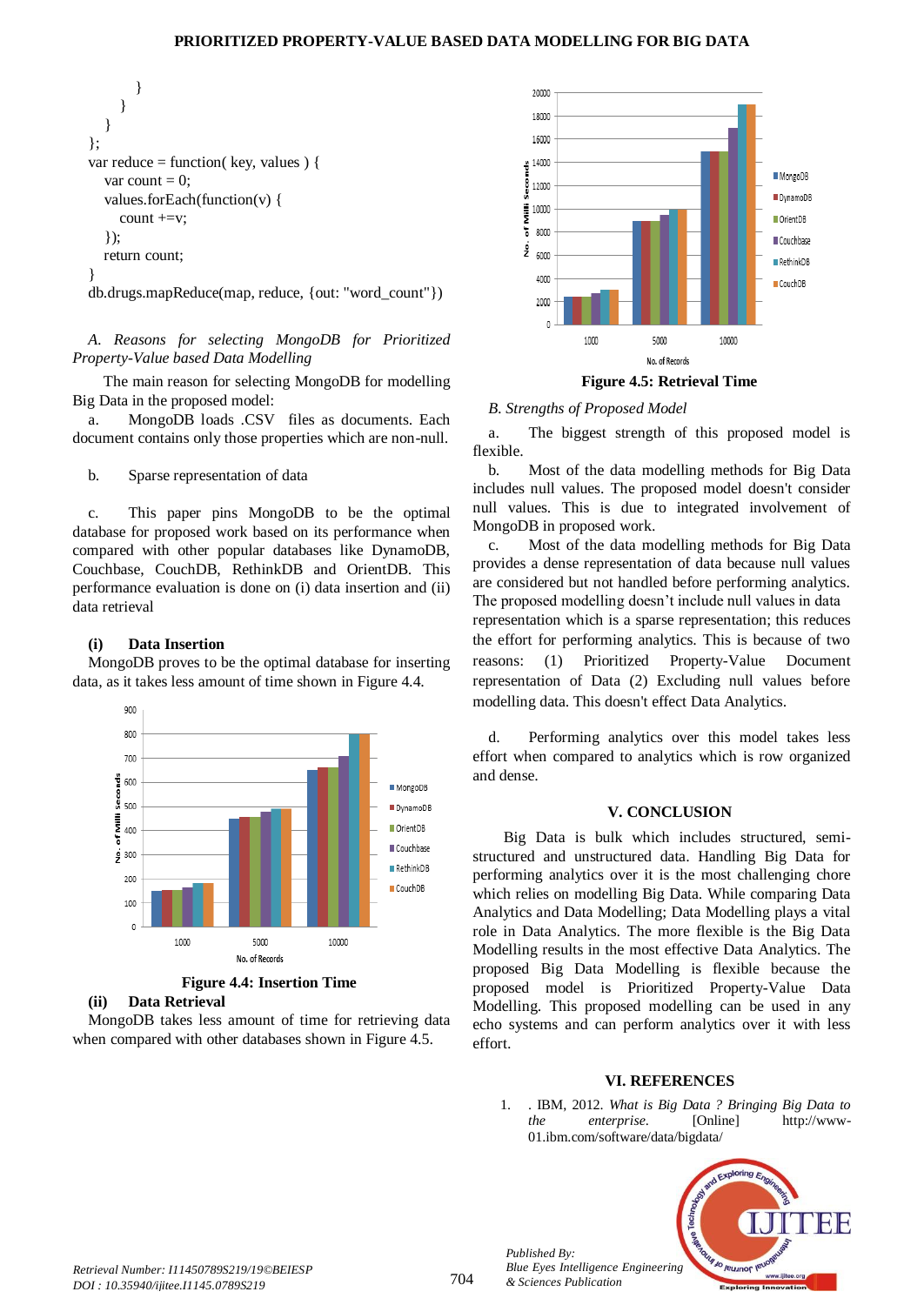```
            }
        }
    }
};
var reduce = function( key, values ) {
    var count = 0;
    values.forEach(function(v) {
        count +=v;
    });
    return count;
}
db.drugs.mapReduce(map, reduce, {out: "word_count"})
```

### *A. Reasons for selecting MongoDB for Prioritized Property-Value based Data Modelling*

The main reason for selecting MongoDB for modelling Big Data in the proposed model:

a. MongoDB loads .CSV files as documents. Each document contains only those properties which are non-null.

b. Sparse representation of data

c. This paper pins MongoDB to be the optimal database for proposed work based on its performance when compared with other popular databases like DynamoDB, Couchbase, CouchDB, RethinkDB and OrientDB. This performance evaluation is done on (i) data insertion and (ii) data retrieval

#### (i) Data Insertion

MongoDB proves to be the optimal database for inserting data, as it takes less amount of time shown in Figure 4.4.

**Figure 4.4: Insertion Time**

#### (ii) Data Retrieval

MongoDB takes less amount of time for retrieving data when compared with other databases shown in Figure 4.5.

**Figure 4.5: Retrieval Time**

### *B. Strengths of Proposed Model*

a. The biggest strength of this proposed model is flexible.

b. Most of the data modelling methods for Big Data includes null values. The proposed model doesn't consider null values. This is due to integrated involvement of MongoDB in proposed work.

c. Most of the data modelling methods for Big Data provides a dense representation of data because null values are considered but not handled before performing analytics. The proposed modelling doesn't include null values in data representation which is a sparse representation; this reduces the effort for performing analytics. This is because of two reasons: (1) Prioritized Property-Value Document representation of Data (2) Excluding null values before modelling data. This doesn't effect Data Analytics.

d. Performing analytics over this model takes less effort when compared to analytics which is row organized and dense.

## V. CONCLUSION

Big Data is bulk which includes structured, semi-structured and unstructured data. Handling Big Data for performing analytics over it is the most challenging chore which relies on modelling Big Data. While comparing Data Analytics and Data Modelling; Data Modelling plays a vital role in Data Analytics. The more flexible is the Big Data Modelling results in the most effective Data Analytics. The proposed Big Data Modelling is flexible because the proposed model is Prioritized Property-Value Data Modelling. This proposed modelling can be used in any echo systems and can perform analytics over it with less effort.

## VI. REFERENCES

1. . IBM, 2012. *What is Big Data ? Bringing Big Data to the enterprise.* [Online] http://www-01.ibm.com/software/data/bigdata/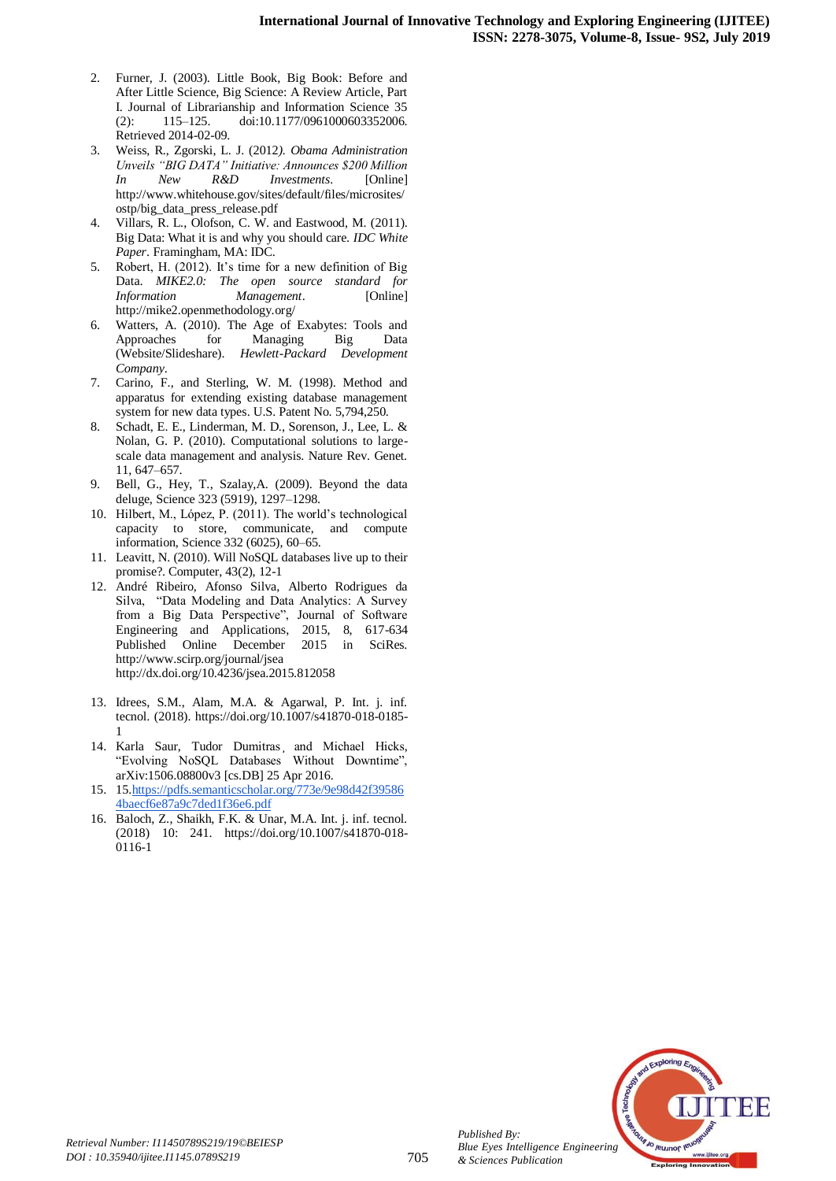2. Furner, J. (2003). Little Book, Big Book: Before and After Little Science, Big Science: A Review Article, Part I. Journal of Librarianship and Information Science 35 (2): 115–125. doi:10.1177/0961000603352006. Retrieved 2014-02-09.
3. Weiss, R., Zgorski, L. J. (2012*). Obama Administration Unveils "BIG DATA" Initiative: Announces $200 Million In New R&D Investments*. [Online] http://www.whitehouse.gov/sites/default/files/microsites/ostp/big_data_press_release.pdf
4. Villars, R. L., Olofson, C. W. and Eastwood, M. (2011). Big Data: What it is and why you should care. *IDC White Paper*. Framingham, MA: IDC.
5. Robert, H. (2012). It's time for a new definition of Big Data. *MIKE2.0: The open source standard for Information Management*. [Online] http://mike2.openmethodology.org/
6. Watters, A. (2010). The Age of Exabytes: Tools and Approaches for Managing Big Data (Website/Slideshare). *Hewlett-Packard Development Company*.
7. Carino, F., and Sterling, W. M. (1998). Method and apparatus for extending existing database management system for new data types. U.S. Patent No. 5,794,250.
8. Schadt, E. E., Linderman, M. D., Sorenson, J., Lee, L. & Nolan, G. P. (2010). Computational solutions to large-scale data management and analysis. Nature Rev. Genet. 11, 647–657.
9. Bell, G., Hey, T., Szalay,A. (2009). Beyond the data deluge, Science 323 (5919), 1297–1298.
10. Hilbert, M., López, P. (2011). The world's technological capacity to store, communicate, and compute information, Science 332 (6025), 60–65.
11. Leavitt, N. (2010). Will NoSQL databases live up to their promise?. Computer, 43(2), 12-1
12. André Ribeiro, Afonso Silva, Alberto Rodrigues da Silva, "Data Modeling and Data Analytics: A Survey from a Big Data Perspective", Journal of Software Engineering and Applications, 2015, 8, 617-634 Published Online December 2015 in SciRes. http://www.scirp.org/journal/jsea http://dx.doi.org/10.4236/jsea.2015.812058
13. Idrees, S.M., Alam, M.A. & Agarwal, P. Int. j. inf. tecnol. (2018). https://doi.org/10.1007/s41870-018-0185-1
14. Karla Saur, Tudor Dumitras¸ and Michael Hicks, "Evolving NoSQL Databases Without Downtime", arXiv:1506.08800v3 [cs.DB] 25 Apr 2016.
15. 15.https://pdfs.semanticscholar.org/773e/9e98d42f395864baecf6e87a9c7ded1f36e6.pdf
16. Baloch, Z., Shaikh, F.K. & Unar, M.A. Int. j. inf. tecnol. (2018) 10: 241. https://doi.org/10.1007/s41870-018-0116-1